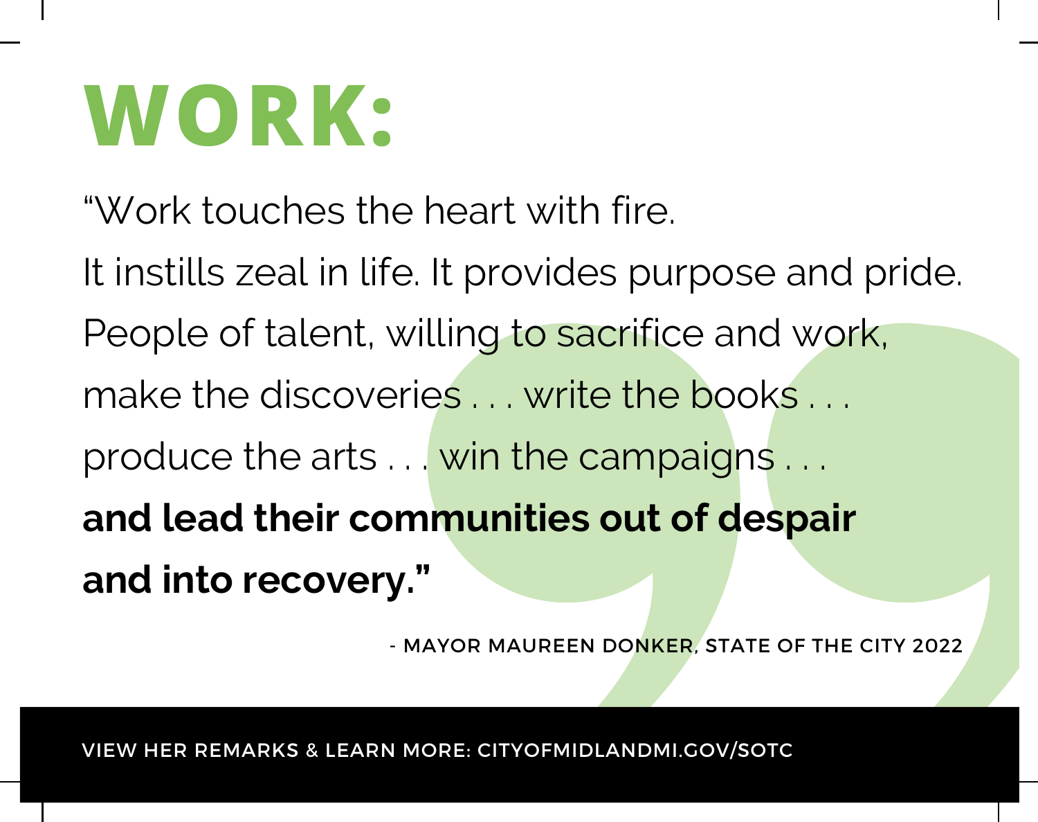# WORK:

“Work touches the heart with fire.
It instills zeal in life. It provides purpose and pride.
People of talent, willing to sacrifice and work,
make the discoveries . . . write the books . . .
produce the arts . . . win the campaigns . . .
**and lead their communities out of despair and into recovery.”**

- MAYOR MAUREEN DONKER, STATE OF THE CITY 2022

VIEW HER REMARKS & LEARN MORE: CITYOFMIDLANDMI.GOV/SOTC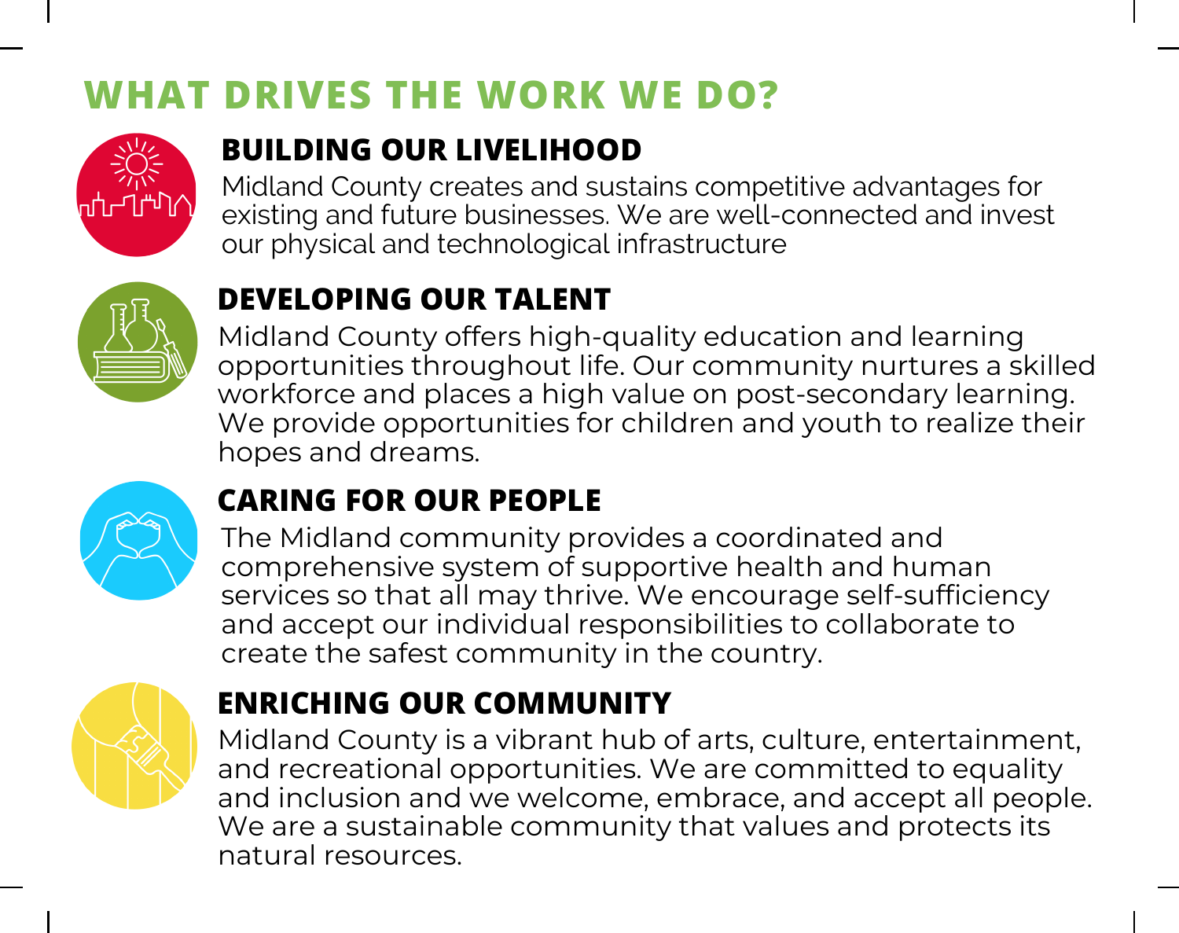# WHAT DRIVES THE WORK WE DO?

## BUILDING OUR LIVELIHOOD

Midland County creates and sustains competitive advantages for existing and future businesses. We are well-connected and invest our physical and technological infrastructure

## DEVELOPING OUR TALENT

Midland County offers high-quality education and learning opportunities throughout life. Our community nurtures a skilled workforce and places a high value on post-secondary learning. We provide opportunities for children and youth to realize their hopes and dreams.

## CARING FOR OUR PEOPLE

The Midland community provides a coordinated and comprehensive system of supportive health and human services so that all may thrive. We encourage self-sufficiency and accept our individual responsibilities to collaborate to create the safest community in the country.

## ENRICHING OUR COMMUNITY

Midland County is a vibrant hub of arts, culture, entertainment, and recreational opportunities. We are committed to equality and inclusion and we welcome, embrace, and accept all people. We are a sustainable community that values and protects its natural resources.